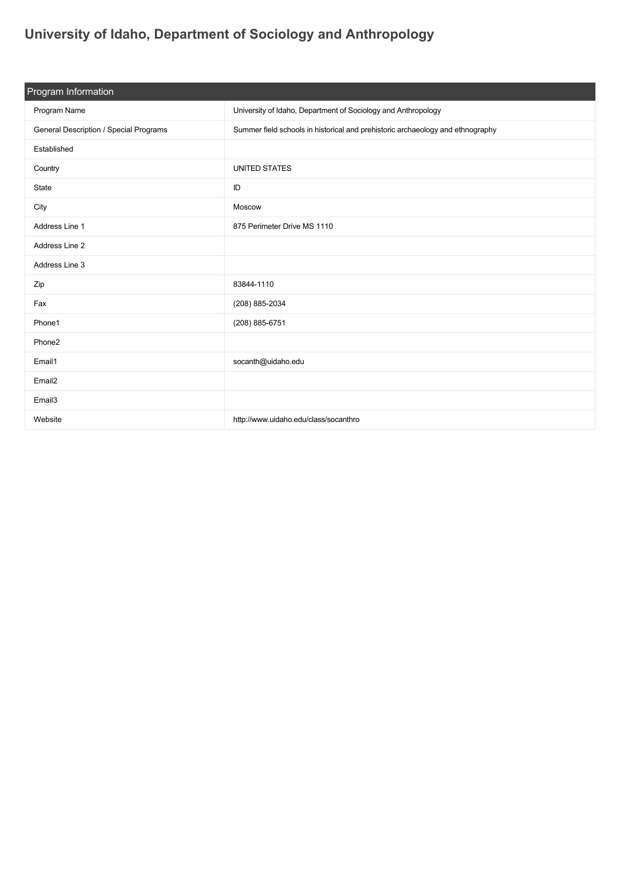# University of Idaho, Department of Sociology and Anthropology

| Program Information | |
|---|---|
| Program Name | University of Idaho, Department of Sociology and Anthropology |
| General Description / Special Programs | Summer field schools in historical and prehistoric archaeology and ethnography |
| Established | |
| Country | UNITED STATES |
| State | ID |
| City | Moscow |
| Address Line 1 | 875 Perimeter Drive MS 1110 |
| Address Line 2 | |
| Address Line 3 | |
| Zip | 83844-1110 |
| Fax | (208) 885-2034 |
| Phone1 | (208) 885-6751 |
| Phone2 | |
| Email1 | socanth@uidaho.edu |
| Email2 | |
| Email3 | |
| Website | http://www.uidaho.edu/class/socanthro |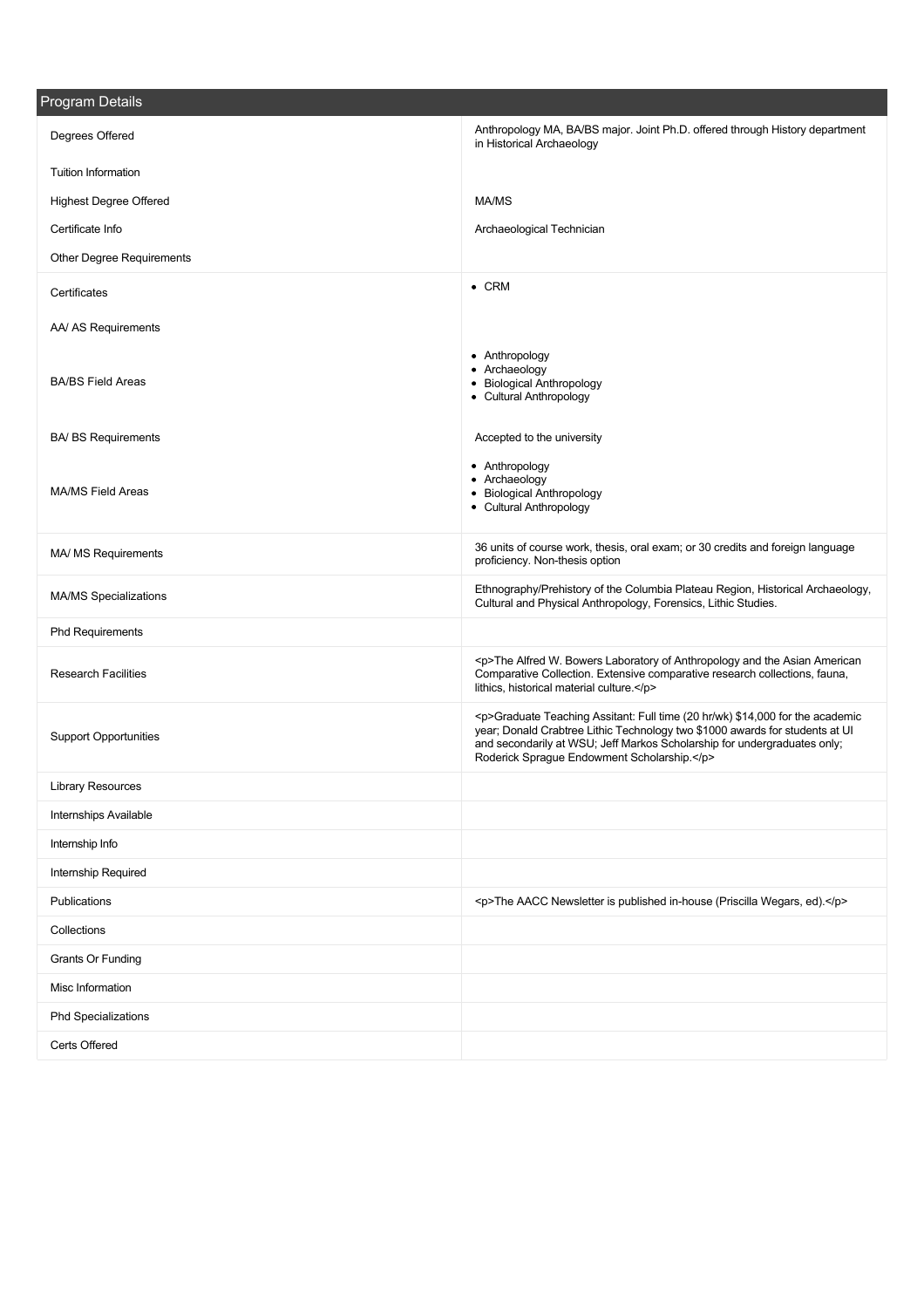## Program Details

| | |
|---|---|
| Degrees Offered | Anthropology MA, BA/BS major. Joint Ph.D. offered through History department in Historical Archaeology |
| Tuition Information | |
| Highest Degree Offered | MA/MS |
| Certificate Info | Archaeological Technician |
| Other Degree Requirements | |
| Certificates | • CRM |
| AA/ AS Requirements | |
| BA/BS Field Areas | • Anthropology<br>• Archaeology<br>• Biological Anthropology<br>• Cultural Anthropology |
| BA/ BS Requirements | Accepted to the university |
| MA/MS Field Areas | • Anthropology<br>• Archaeology<br>• Biological Anthropology<br>• Cultural Anthropology |
| MA/ MS Requirements | 36 units of course work, thesis, oral exam; or 30 credits and foreign language proficiency. Non-thesis option |
| MA/MS Specializations | Ethnography/Prehistory of the Columbia Plateau Region, Historical Archaeology, Cultural and Physical Anthropology, Forensics, Lithic Studies. |
| Phd Requirements | |
| Research Facilities | <p>The Alfred W. Bowers Laboratory of Anthropology and the Asian American Comparative Collection. Extensive comparative research collections, fauna, lithics, historical material culture.</p> |
| Support Opportunities | <p>Graduate Teaching Assitant: Full time (20 hr/wk) $14,000 for the academic year; Donald Crabtree Lithic Technology two $1000 awards for students at UI and secondarily at WSU; Jeff Markos Scholarship for undergraduates only; Roderick Sprague Endowment Scholarship.</p> |
| Library Resources | |
| Internships Available | |
| Internship Info | |
| Internship Required | |
| Publications | <p>The AACC Newsletter is published in-house (Priscilla Wegars, ed).</p> |
| Collections | |
| Grants Or Funding | |
| Misc Information | |
| Phd Specializations | |
| Certs Offered | |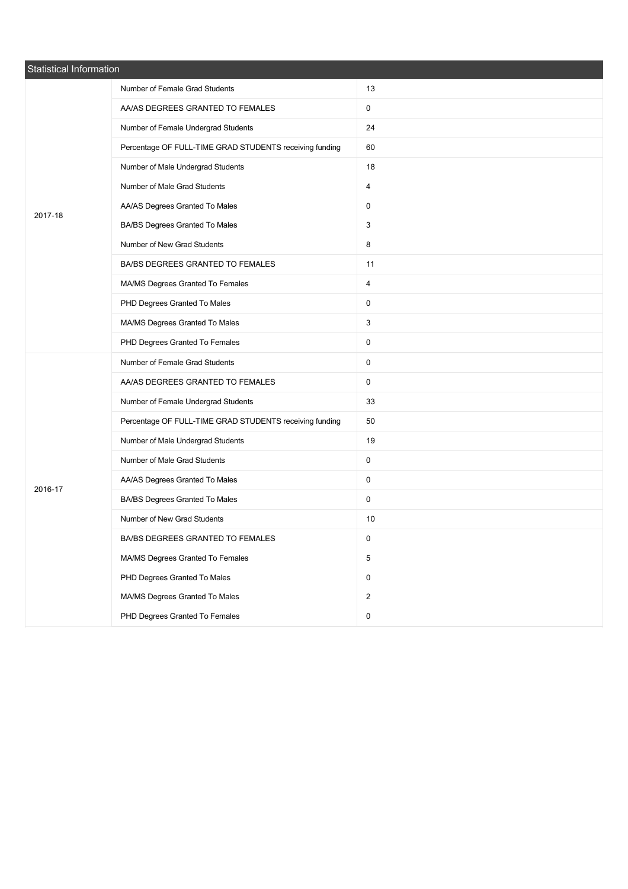## Statistical Information

| Year | Item | Value |
| --- | --- | --- |
| 2017-18 | Number of Female Grad Students | 13 |
| | AA/AS DEGREES GRANTED TO FEMALES | 0 |
| | Number of Female Undergrad Students | 24 |
| | Percentage OF FULL-TIME GRAD STUDENTS receiving funding | 60 |
| | Number of Male Undergrad Students | 18 |
| | Number of Male Grad Students | 4 |
| | AA/AS Degrees Granted To Males | 0 |
| | BA/BS Degrees Granted To Males | 3 |
| | Number of New Grad Students | 8 |
| | BA/BS DEGREES GRANTED TO FEMALES | 11 |
| | MA/MS Degrees Granted To Females | 4 |
| | PHD Degrees Granted To Males | 0 |
| | MA/MS Degrees Granted To Males | 3 |
| | PHD Degrees Granted To Females | 0 |
| 2016-17 | Number of Female Grad Students | 0 |
| | AA/AS DEGREES GRANTED TO FEMALES | 0 |
| | Number of Female Undergrad Students | 33 |
| | Percentage OF FULL-TIME GRAD STUDENTS receiving funding | 50 |
| | Number of Male Undergrad Students | 19 |
| | Number of Male Grad Students | 0 |
| | AA/AS Degrees Granted To Males | 0 |
| | BA/BS Degrees Granted To Males | 0 |
| | Number of New Grad Students | 10 |
| | BA/BS DEGREES GRANTED TO FEMALES | 0 |
| | MA/MS Degrees Granted To Females | 5 |
| | PHD Degrees Granted To Males | 0 |
| | MA/MS Degrees Granted To Males | 2 |
| | PHD Degrees Granted To Females | 0 |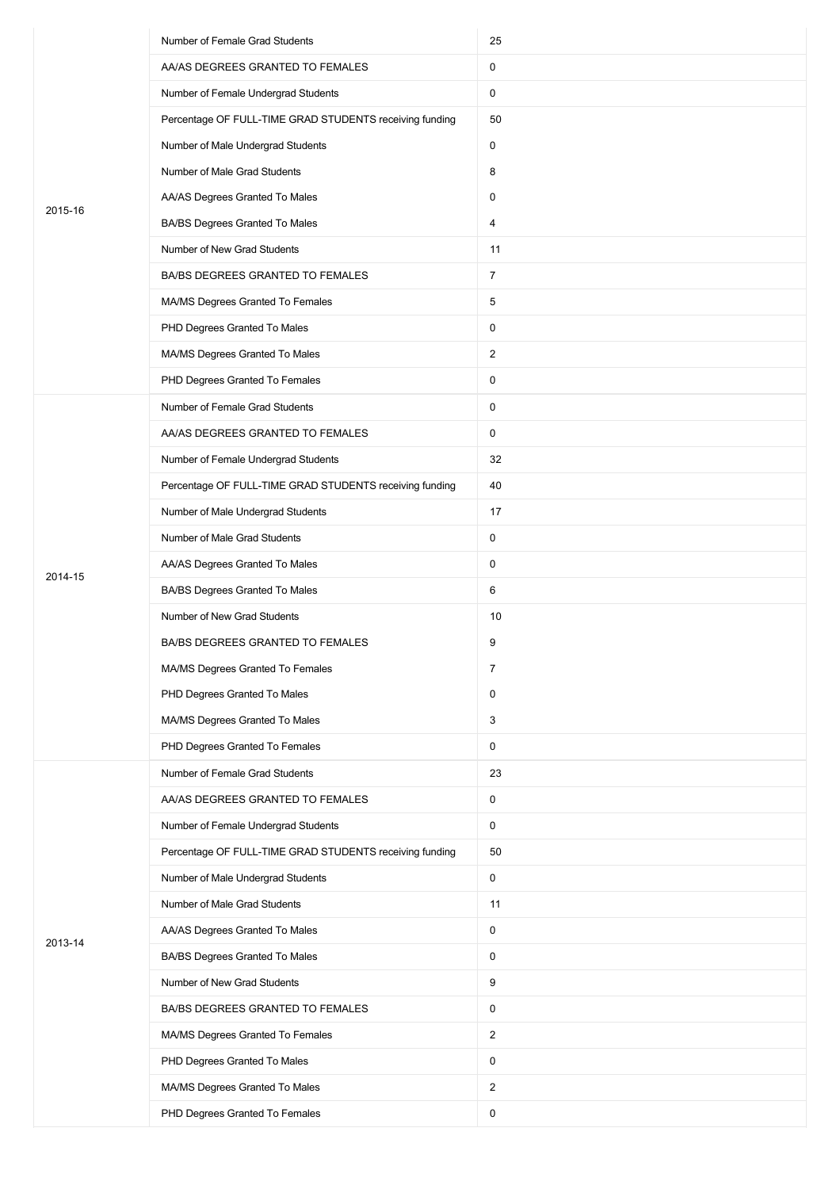| | | |
|---|---|---|
| 2015-16 | Number of Female Grad Students | 25 |
| | AA/AS DEGREES GRANTED TO FEMALES | 0 |
| | Number of Female Undergrad Students | 0 |
| | Percentage OF FULL-TIME GRAD STUDENTS receiving funding | 50 |
| | Number of Male Undergrad Students | 0 |
| | Number of Male Grad Students | 8 |
| | AA/AS Degrees Granted To Males | 0 |
| | BA/BS Degrees Granted To Males | 4 |
| | Number of New Grad Students | 11 |
| | BA/BS DEGREES GRANTED TO FEMALES | 7 |
| | MA/MS Degrees Granted To Females | 5 |
| | PHD Degrees Granted To Males | 0 |
| | MA/MS Degrees Granted To Males | 2 |
| | PHD Degrees Granted To Females | 0 |
| 2014-15 | Number of Female Grad Students | 0 |
| | AA/AS DEGREES GRANTED TO FEMALES | 0 |
| | Number of Female Undergrad Students | 32 |
| | Percentage OF FULL-TIME GRAD STUDENTS receiving funding | 40 |
| | Number of Male Undergrad Students | 17 |
| | Number of Male Grad Students | 0 |
| | AA/AS Degrees Granted To Males | 0 |
| | BA/BS Degrees Granted To Males | 6 |
| | Number of New Grad Students | 10 |
| | BA/BS DEGREES GRANTED TO FEMALES | 9 |
| | MA/MS Degrees Granted To Females | 7 |
| | PHD Degrees Granted To Males | 0 |
| | MA/MS Degrees Granted To Males | 3 |
| | PHD Degrees Granted To Females | 0 |
| 2013-14 | Number of Female Grad Students | 23 |
| | AA/AS DEGREES GRANTED TO FEMALES | 0 |
| | Number of Female Undergrad Students | 0 |
| | Percentage OF FULL-TIME GRAD STUDENTS receiving funding | 50 |
| | Number of Male Undergrad Students | 0 |
| | Number of Male Grad Students | 11 |
| | AA/AS Degrees Granted To Males | 0 |
| | BA/BS Degrees Granted To Males | 0 |
| | Number of New Grad Students | 9 |
| | BA/BS DEGREES GRANTED TO FEMALES | 0 |
| | MA/MS Degrees Granted To Females | 2 |
| | PHD Degrees Granted To Males | 0 |
| | MA/MS Degrees Granted To Males | 2 |
| | PHD Degrees Granted To Females | 0 |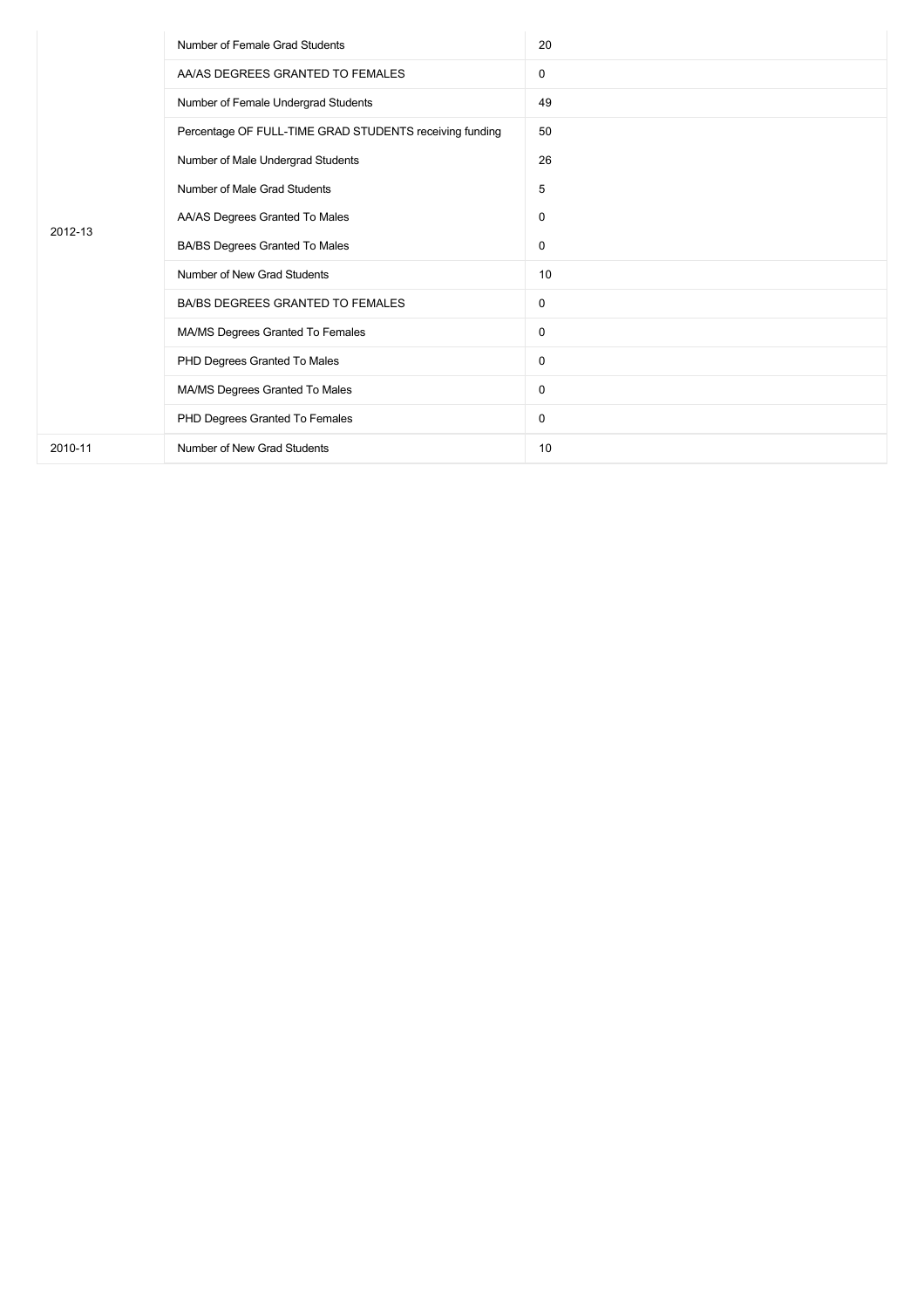| | | |
|---|---|---|
| 2012-13 | Number of Female Grad Students | 20 |
| | AA/AS DEGREES GRANTED TO FEMALES | 0 |
| | Number of Female Undergrad Students | 49 |
| | Percentage OF FULL-TIME GRAD STUDENTS receiving funding | 50 |
| | Number of Male Undergrad Students | 26 |
| | Number of Male Grad Students | 5 |
| | AA/AS Degrees Granted To Males | 0 |
| | BA/BS Degrees Granted To Males | 0 |
| | Number of New Grad Students | 10 |
| | BA/BS DEGREES GRANTED TO FEMALES | 0 |
| | MA/MS Degrees Granted To Females | 0 |
| | PHD Degrees Granted To Males | 0 |
| | MA/MS Degrees Granted To Males | 0 |
| | PHD Degrees Granted To Females | 0 |
| 2010-11 | Number of New Grad Students | 10 |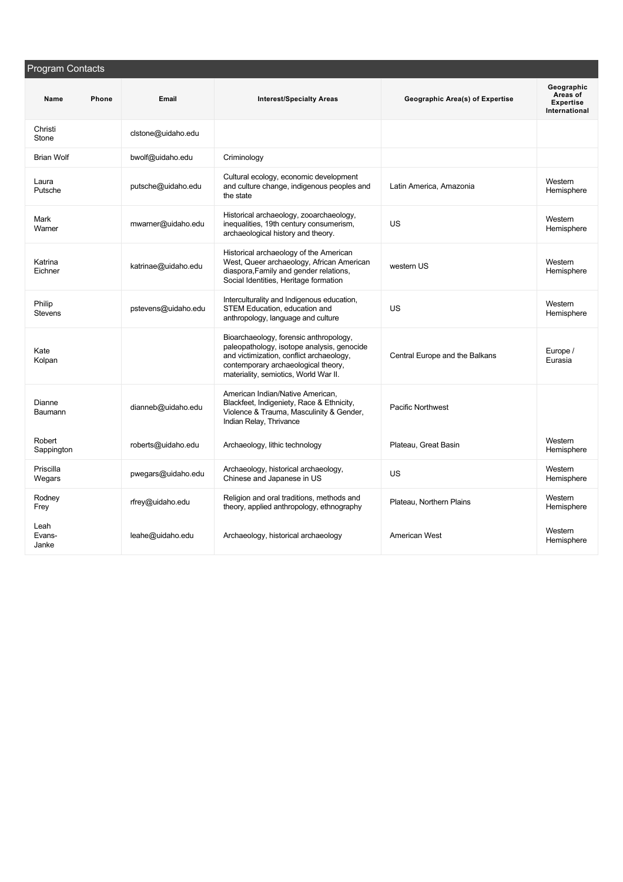## Program Contacts

| Name | Phone | Email | Interest/Specialty Areas | Geographic Area(s) of Expertise | Geographic Areas of Expertise International |
|---|---|---|---|---|---|
| Christi Stone | | clstone@uidaho.edu | | | |
| Brian Wolf | | bwolf@uidaho.edu | Criminology | | |
| Laura Putsche | | putsche@uidaho.edu | Cultural ecology, economic development and culture change, indigenous peoples and the state | Latin America, Amazonia | Western Hemisphere |
| Mark Warner | | mwarner@uidaho.edu | Historical archaeology, zooarchaeology, inequalities, 19th century consumerism, archaeological history and theory. | US | Western Hemisphere |
| Katrina Eichner | | katrinae@uidaho.edu | Historical archaeology of the American West, Queer archaeology, African American diaspora,Family and gender relations, Social Identities, Heritage formation | western US | Western Hemisphere |
| Philip Stevens | | pstevens@uidaho.edu | Interculturality and Indigenous education, STEM Education, education and anthropology, language and culture | US | Western Hemisphere |
| Kate Kolpan | | | Bioarchaeology, forensic anthropology, paleopathology, isotope analysis, genocide and victimization, conflict archaeology, contemporary archaeological theory, materiality, semiotics, World War II. | Central Europe and the Balkans | Europe / Eurasia |
| Dianne Baumann | | dianneb@uidaho.edu | American Indian/Native American, Blackfeet, Indigeniety, Race & Ethnicity, Violence & Trauma, Masculinity & Gender, Indian Relay, Thrivance | Pacific Northwest | |
| Robert Sappington | | roberts@uidaho.edu | Archaeology, lithic technology | Plateau, Great Basin | Western Hemisphere |
| Priscilla Wegars | | pwegars@uidaho.edu | Archaeology, historical archaeology, Chinese and Japanese in US | US | Western Hemisphere |
| Rodney Frey | | rfrey@uidaho.edu | Religion and oral traditions, methods and theory, applied anthropology, ethnography | Plateau, Northern Plains | Western Hemisphere |
| Leah Evans-Janke | | leahe@uidaho.edu | Archaeology, historical archaeology | American West | Western Hemisphere |